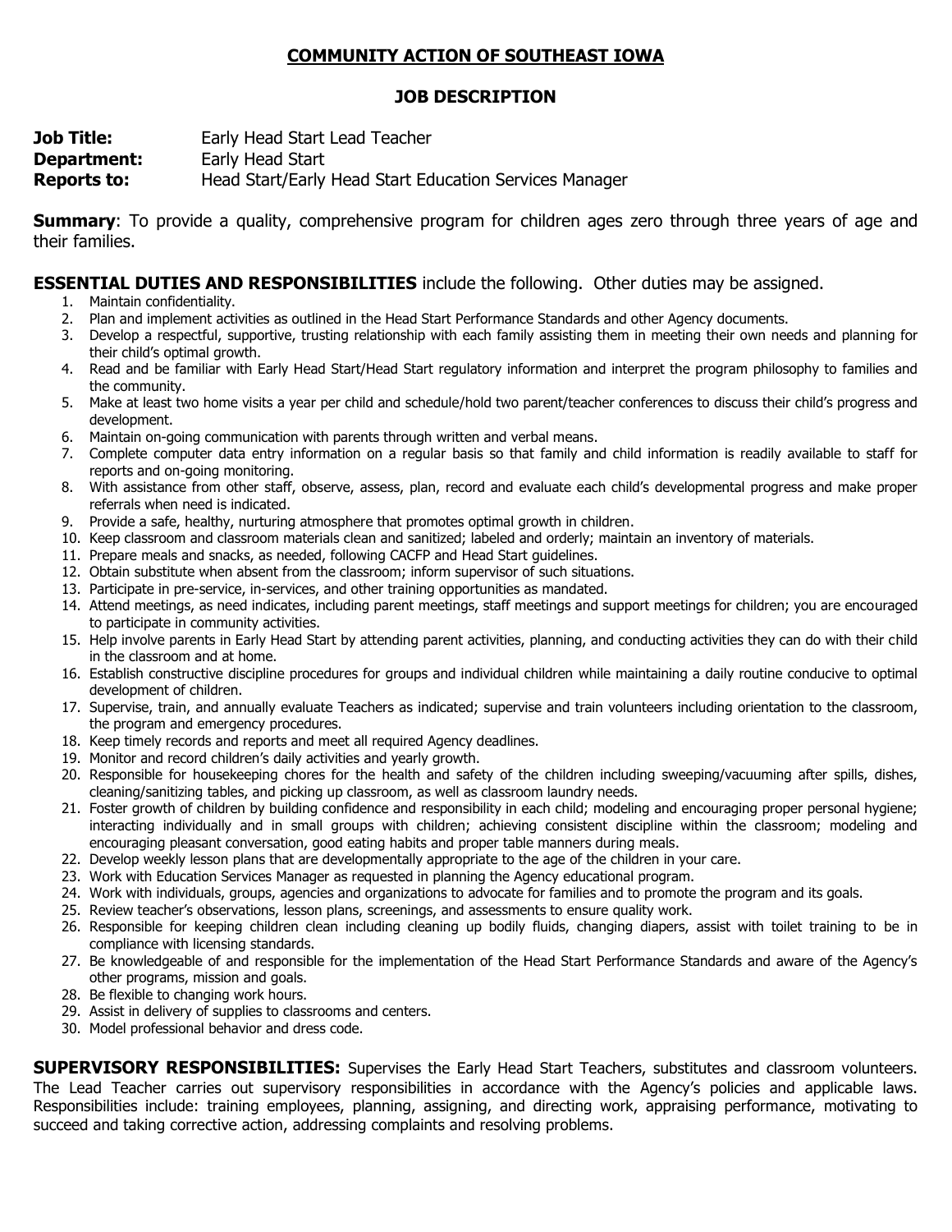# COMMUNITY ACTION OF SOUTHEAST IOWA

## JOB DESCRIPTION

**Job Title:** Early Head Start Lead Teacher
**Department:** Early Head Start
**Reports to:** Head Start/Early Head Start Education Services Manager

**Summary**: To provide a quality, comprehensive program for children ages zero through three years of age and their families.

**ESSENTIAL DUTIES AND RESPONSIBILITIES** include the following. Other duties may be assigned.

1. Maintain confidentiality.
2. Plan and implement activities as outlined in the Head Start Performance Standards and other Agency documents.
3. Develop a respectful, supportive, trusting relationship with each family assisting them in meeting their own needs and planning for their child's optimal growth.
4. Read and be familiar with Early Head Start/Head Start regulatory information and interpret the program philosophy to families and the community.
5. Make at least two home visits a year per child and schedule/hold two parent/teacher conferences to discuss their child's progress and development.
6. Maintain on-going communication with parents through written and verbal means.
7. Complete computer data entry information on a regular basis so that family and child information is readily available to staff for reports and on-going monitoring.
8. With assistance from other staff, observe, assess, plan, record and evaluate each child's developmental progress and make proper referrals when need is indicated.
9. Provide a safe, healthy, nurturing atmosphere that promotes optimal growth in children.
10. Keep classroom and classroom materials clean and sanitized; labeled and orderly; maintain an inventory of materials.
11. Prepare meals and snacks, as needed, following CACFP and Head Start guidelines.
12. Obtain substitute when absent from the classroom; inform supervisor of such situations.
13. Participate in pre-service, in-services, and other training opportunities as mandated.
14. Attend meetings, as need indicates, including parent meetings, staff meetings and support meetings for children; you are encouraged to participate in community activities.
15. Help involve parents in Early Head Start by attending parent activities, planning, and conducting activities they can do with their child in the classroom and at home.
16. Establish constructive discipline procedures for groups and individual children while maintaining a daily routine conducive to optimal development of children.
17. Supervise, train, and annually evaluate Teachers as indicated; supervise and train volunteers including orientation to the classroom, the program and emergency procedures.
18. Keep timely records and reports and meet all required Agency deadlines.
19. Monitor and record children's daily activities and yearly growth.
20. Responsible for housekeeping chores for the health and safety of the children including sweeping/vacuuming after spills, dishes, cleaning/sanitizing tables, and picking up classroom, as well as classroom laundry needs.
21. Foster growth of children by building confidence and responsibility in each child; modeling and encouraging proper personal hygiene; interacting individually and in small groups with children; achieving consistent discipline within the classroom; modeling and encouraging pleasant conversation, good eating habits and proper table manners during meals.
22. Develop weekly lesson plans that are developmentally appropriate to the age of the children in your care.
23. Work with Education Services Manager as requested in planning the Agency educational program.
24. Work with individuals, groups, agencies and organizations to advocate for families and to promote the program and its goals.
25. Review teacher's observations, lesson plans, screenings, and assessments to ensure quality work.
26. Responsible for keeping children clean including cleaning up bodily fluids, changing diapers, assist with toilet training to be in compliance with licensing standards.
27. Be knowledgeable of and responsible for the implementation of the Head Start Performance Standards and aware of the Agency's other programs, mission and goals.
28. Be flexible to changing work hours.
29. Assist in delivery of supplies to classrooms and centers.
30. Model professional behavior and dress code.

**SUPERVISORY RESPONSIBILITIES:** Supervises the Early Head Start Teachers, substitutes and classroom volunteers. The Lead Teacher carries out supervisory responsibilities in accordance with the Agency's policies and applicable laws. Responsibilities include: training employees, planning, assigning, and directing work, appraising performance, motivating to succeed and taking corrective action, addressing complaints and resolving problems.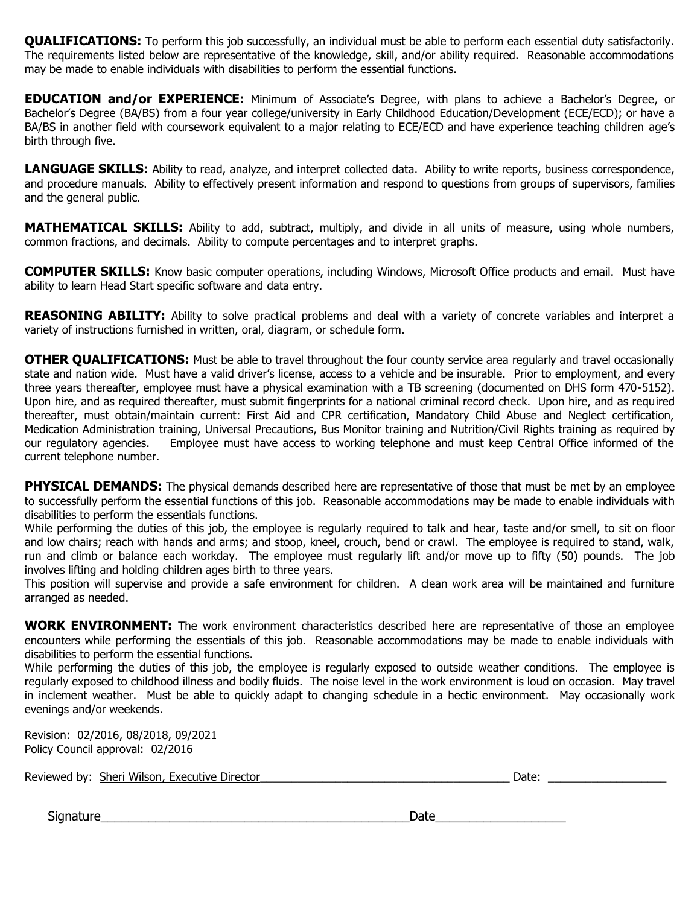**QUALIFICATIONS:** To perform this job successfully, an individual must be able to perform each essential duty satisfactorily. The requirements listed below are representative of the knowledge, skill, and/or ability required. Reasonable accommodations may be made to enable individuals with disabilities to perform the essential functions.

**EDUCATION and/or EXPERIENCE:** Minimum of Associate's Degree, with plans to achieve a Bachelor's Degree, or Bachelor's Degree (BA/BS) from a four year college/university in Early Childhood Education/Development (ECE/ECD); or have a BA/BS in another field with coursework equivalent to a major relating to ECE/ECD and have experience teaching children age's birth through five.

**LANGUAGE SKILLS:** Ability to read, analyze, and interpret collected data. Ability to write reports, business correspondence, and procedure manuals. Ability to effectively present information and respond to questions from groups of supervisors, families and the general public.

**MATHEMATICAL SKILLS:** Ability to add, subtract, multiply, and divide in all units of measure, using whole numbers, common fractions, and decimals. Ability to compute percentages and to interpret graphs.

**COMPUTER SKILLS:** Know basic computer operations, including Windows, Microsoft Office products and email. Must have ability to learn Head Start specific software and data entry.

**REASONING ABILITY:** Ability to solve practical problems and deal with a variety of concrete variables and interpret a variety of instructions furnished in written, oral, diagram, or schedule form.

**OTHER QUALIFICATIONS:** Must be able to travel throughout the four county service area regularly and travel occasionally state and nation wide. Must have a valid driver's license, access to a vehicle and be insurable. Prior to employment, and every three years thereafter, employee must have a physical examination with a TB screening (documented on DHS form 470-5152). Upon hire, and as required thereafter, must submit fingerprints for a national criminal record check. Upon hire, and as required thereafter, must obtain/maintain current: First Aid and CPR certification, Mandatory Child Abuse and Neglect certification, Medication Administration training, Universal Precautions, Bus Monitor training and Nutrition/Civil Rights training as required by our regulatory agencies. Employee must have access to working telephone and must keep Central Office informed of the current telephone number.

**PHYSICAL DEMANDS:** The physical demands described here are representative of those that must be met by an employee to successfully perform the essential functions of this job. Reasonable accommodations may be made to enable individuals with disabilities to perform the essentials functions.

While performing the duties of this job, the employee is regularly required to talk and hear, taste and/or smell, to sit on floor and low chairs; reach with hands and arms; and stoop, kneel, crouch, bend or crawl. The employee is required to stand, walk, run and climb or balance each workday. The employee must regularly lift and/or move up to fifty (50) pounds. The job involves lifting and holding children ages birth to three years.

This position will supervise and provide a safe environment for children. A clean work area will be maintained and furniture arranged as needed.

**WORK ENVIRONMENT:** The work environment characteristics described here are representative of those an employee encounters while performing the essentials of this job. Reasonable accommodations may be made to enable individuals with disabilities to perform the essential functions.

While performing the duties of this job, the employee is regularly exposed to outside weather conditions. The employee is regularly exposed to childhood illness and bodily fluids. The noise level in the work environment is loud on occasion. May travel in inclement weather. Must be able to quickly adapt to changing schedule in a hectic environment. May occasionally work evenings and/or weekends.

Revision: 02/2016, 08/2018, 09/2021
Policy Council approval: 02/2016

Reviewed by: Sheri Wilson, Executive Director\_\_\_\_\_\_\_\_\_\_\_\_\_\_\_\_\_\_\_\_ Date: \_\_\_\_\_\_\_\_\_\_\_\_\_\_\_\_\_\_\_\_

Signature\_\_\_\_\_\_\_\_\_\_\_\_\_\_\_\_\_\_\_\_\_\_\_\_\_\_\_\_\_\_\_\_\_\_\_\_\_\_\_\_\_\_\_\_Date\_\_\_\_\_\_\_\_\_\_\_\_\_\_\_\_\_\_\_\_